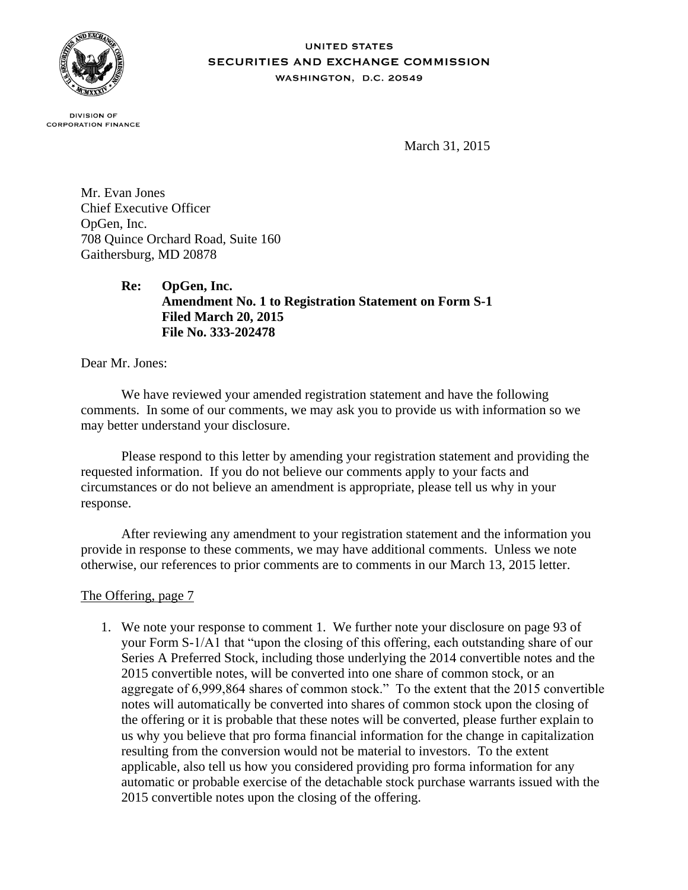UNITED STATES
SECURITIES AND EXCHANGE COMMISSION
WASHINGTON, D.C. 20549

DIVISION OF
CORPORATION FINANCE

March 31, 2015

Mr. Evan Jones
Chief Executive Officer
OpGen, Inc.
708 Quince Orchard Road, Suite 160
Gaithersburg, MD 20878

**Re: OpGen, Inc.**
**Amendment No. 1 to Registration Statement on Form S-1**
**Filed March 20, 2015**
**File No. 333-202478**

Dear Mr. Jones:

We have reviewed your amended registration statement and have the following comments. In some of our comments, we may ask you to provide us with information so we may better understand your disclosure.

Please respond to this letter by amending your registration statement and providing the requested information. If you do not believe our comments apply to your facts and circumstances or do not believe an amendment is appropriate, please tell us why in your response.

After reviewing any amendment to your registration statement and the information you provide in response to these comments, we may have additional comments. Unless we note otherwise, our references to prior comments are to comments in our March 13, 2015 letter.

The Offering, page 7

1. We note your response to comment 1. We further note your disclosure on page 93 of your Form S-1/A1 that "upon the closing of this offering, each outstanding share of our Series A Preferred Stock, including those underlying the 2014 convertible notes and the 2015 convertible notes, will be converted into one share of common stock, or an aggregate of 6,999,864 shares of common stock." To the extent that the 2015 convertible notes will automatically be converted into shares of common stock upon the closing of the offering or it is probable that these notes will be converted, please further explain to us why you believe that pro forma financial information for the change in capitalization resulting from the conversion would not be material to investors. To the extent applicable, also tell us how you considered providing pro forma information for any automatic or probable exercise of the detachable stock purchase warrants issued with the 2015 convertible notes upon the closing of the offering.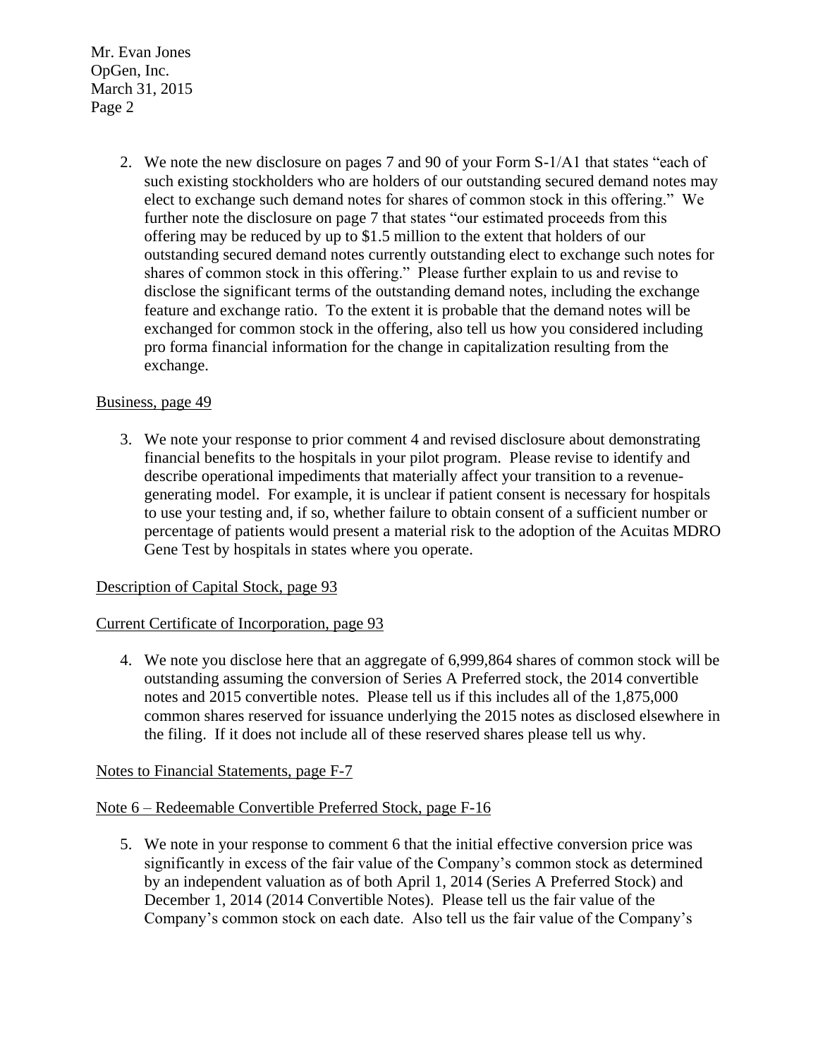2. We note the new disclosure on pages 7 and 90 of your Form S-1/A1 that states "each of such existing stockholders who are holders of our outstanding secured demand notes may elect to exchange such demand notes for shares of common stock in this offering." We further note the disclosure on page 7 that states "our estimated proceeds from this offering may be reduced by up to \$1.5 million to the extent that holders of our outstanding secured demand notes currently outstanding elect to exchange such notes for shares of common stock in this offering." Please further explain to us and revise to disclose the significant terms of the outstanding demand notes, including the exchange feature and exchange ratio. To the extent it is probable that the demand notes will be exchanged for common stock in the offering, also tell us how you considered including pro forma financial information for the change in capitalization resulting from the exchange.

<u>Business, page 49</u>

3. We note your response to prior comment 4 and revised disclosure about demonstrating financial benefits to the hospitals in your pilot program. Please revise to identify and describe operational impediments that materially affect your transition to a revenue-generating model. For example, it is unclear if patient consent is necessary for hospitals to use your testing and, if so, whether failure to obtain consent of a sufficient number or percentage of patients would present a material risk to the adoption of the Acuitas MDRO Gene Test by hospitals in states where you operate.

<u>Description of Capital Stock, page 93</u>

<u>Current Certificate of Incorporation, page 93</u>

4. We note you disclose here that an aggregate of 6,999,864 shares of common stock will be outstanding assuming the conversion of Series A Preferred stock, the 2014 convertible notes and 2015 convertible notes. Please tell us if this includes all of the 1,875,000 common shares reserved for issuance underlying the 2015 notes as disclosed elsewhere in the filing. If it does not include all of these reserved shares please tell us why.

<u>Notes to Financial Statements, page F-7</u>

<u>Note 6 – Redeemable Convertible Preferred Stock, page F-16</u>

5. We note in your response to comment 6 that the initial effective conversion price was significantly in excess of the fair value of the Company's common stock as determined by an independent valuation as of both April 1, 2014 (Series A Preferred Stock) and December 1, 2014 (2014 Convertible Notes). Please tell us the fair value of the Company's common stock on each date. Also tell us the fair value of the Company's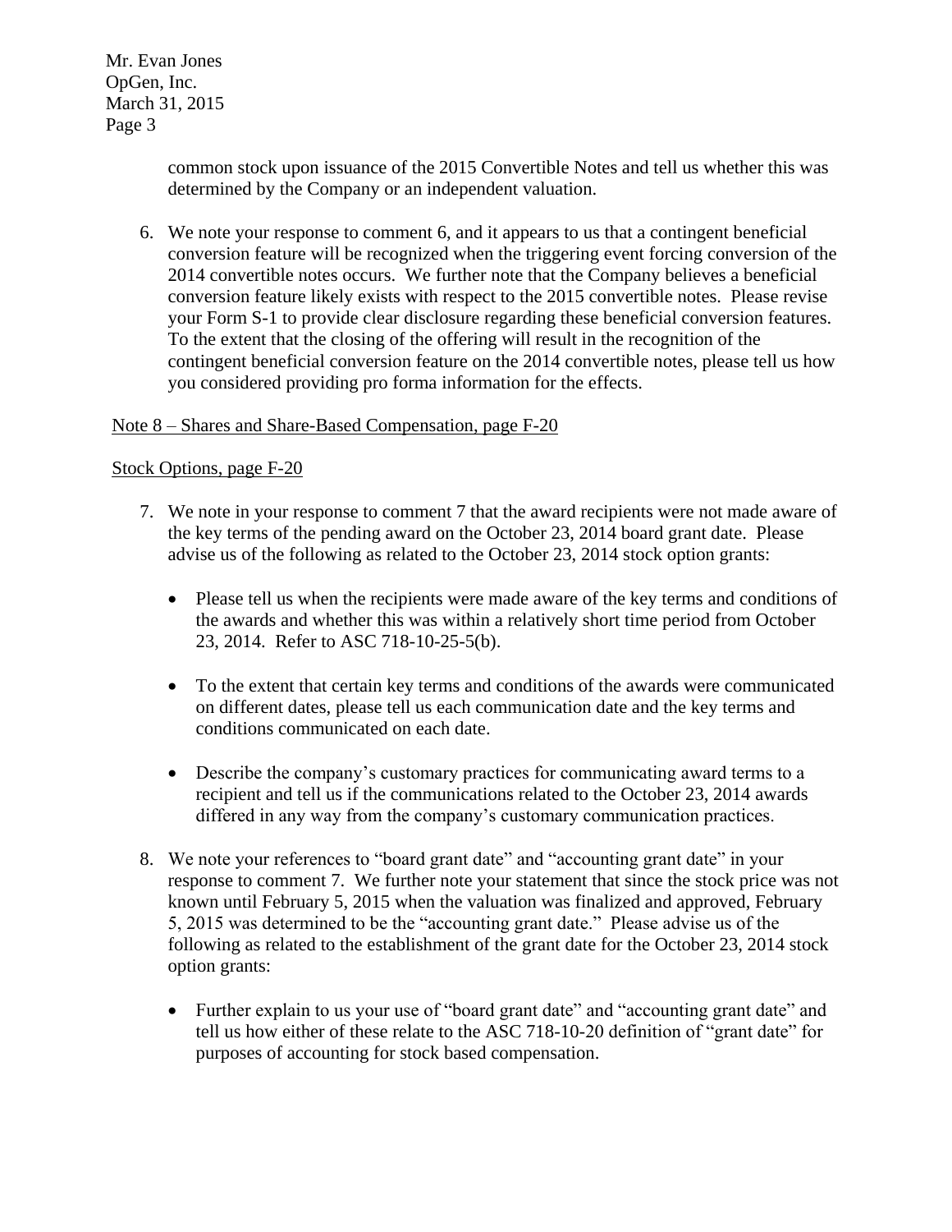common stock upon issuance of the 2015 Convertible Notes and tell us whether this was determined by the Company or an independent valuation.

6. We note your response to comment 6, and it appears to us that a contingent beneficial conversion feature will be recognized when the triggering event forcing conversion of the 2014 convertible notes occurs. We further note that the Company believes a beneficial conversion feature likely exists with respect to the 2015 convertible notes. Please revise your Form S-1 to provide clear disclosure regarding these beneficial conversion features. To the extent that the closing of the offering will result in the recognition of the contingent beneficial conversion feature on the 2014 convertible notes, please tell us how you considered providing pro forma information for the effects.

Note 8 – Shares and Share-Based Compensation, page F-20

Stock Options, page F-20

7. We note in your response to comment 7 that the award recipients were not made aware of the key terms of the pending award on the October 23, 2014 board grant date. Please advise us of the following as related to the October 23, 2014 stock option grants:

   - Please tell us when the recipients were made aware of the key terms and conditions of the awards and whether this was within a relatively short time period from October 23, 2014. Refer to ASC 718-10-25-5(b).

   - To the extent that certain key terms and conditions of the awards were communicated on different dates, please tell us each communication date and the key terms and conditions communicated on each date.

   - Describe the company's customary practices for communicating award terms to a recipient and tell us if the communications related to the October 23, 2014 awards differed in any way from the company's customary communication practices.

8. We note your references to "board grant date" and "accounting grant date" in your response to comment 7. We further note your statement that since the stock price was not known until February 5, 2015 when the valuation was finalized and approved, February 5, 2015 was determined to be the "accounting grant date." Please advise us of the following as related to the establishment of the grant date for the October 23, 2014 stock option grants:

   - Further explain to us your use of "board grant date" and "accounting grant date" and tell us how either of these relate to the ASC 718-10-20 definition of "grant date" for purposes of accounting for stock based compensation.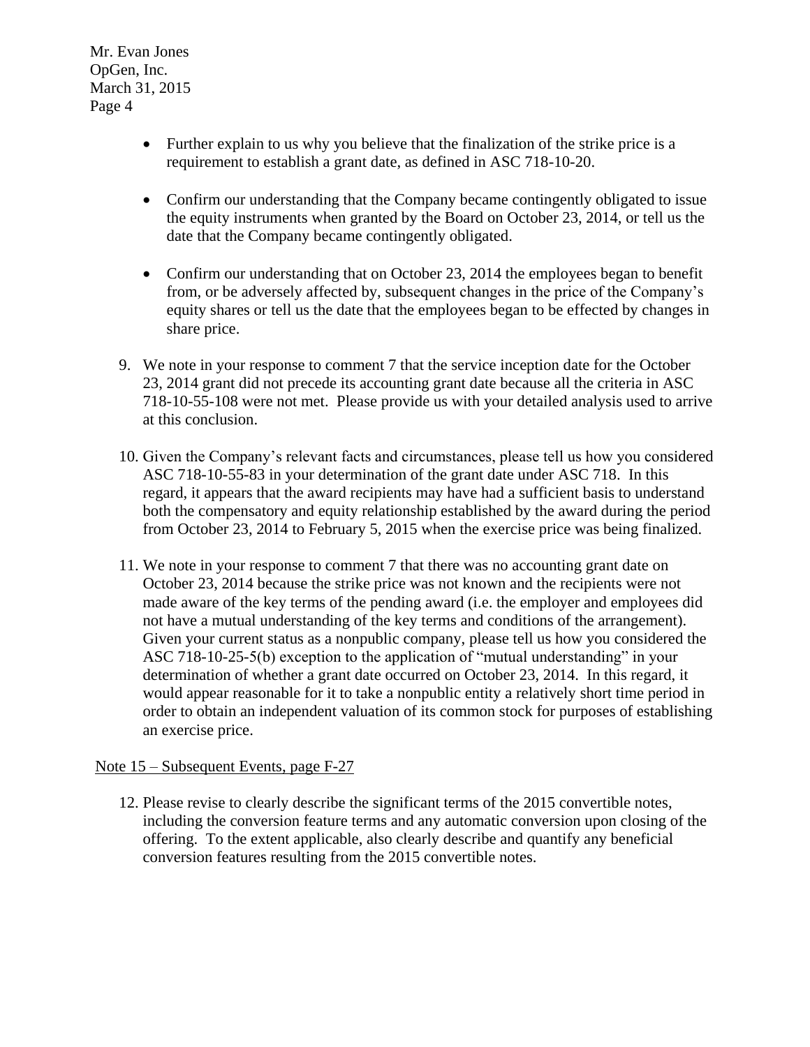- Further explain to us why you believe that the finalization of the strike price is a requirement to establish a grant date, as defined in ASC 718-10-20.
- Confirm our understanding that the Company became contingently obligated to issue the equity instruments when granted by the Board on October 23, 2014, or tell us the date that the Company became contingently obligated.
- Confirm our understanding that on October 23, 2014 the employees began to benefit from, or be adversely affected by, subsequent changes in the price of the Company's equity shares or tell us the date that the employees began to be effected by changes in share price.

9. We note in your response to comment 7 that the service inception date for the October 23, 2014 grant did not precede its accounting grant date because all the criteria in ASC 718-10-55-108 were not met. Please provide us with your detailed analysis used to arrive at this conclusion.

10. Given the Company's relevant facts and circumstances, please tell us how you considered ASC 718-10-55-83 in your determination of the grant date under ASC 718. In this regard, it appears that the award recipients may have had a sufficient basis to understand both the compensatory and equity relationship established by the award during the period from October 23, 2014 to February 5, 2015 when the exercise price was being finalized.

11. We note in your response to comment 7 that there was no accounting grant date on October 23, 2014 because the strike price was not known and the recipients were not made aware of the key terms of the pending award (i.e. the employer and employees did not have a mutual understanding of the key terms and conditions of the arrangement). Given your current status as a nonpublic company, please tell us how you considered the ASC 718-10-25-5(b) exception to the application of "mutual understanding" in your determination of whether a grant date occurred on October 23, 2014. In this regard, it would appear reasonable for it to take a nonpublic entity a relatively short time period in order to obtain an independent valuation of its common stock for purposes of establishing an exercise price.

Note 15 – Subsequent Events, page F-27

12. Please revise to clearly describe the significant terms of the 2015 convertible notes, including the conversion feature terms and any automatic conversion upon closing of the offering. To the extent applicable, also clearly describe and quantify any beneficial conversion features resulting from the 2015 convertible notes.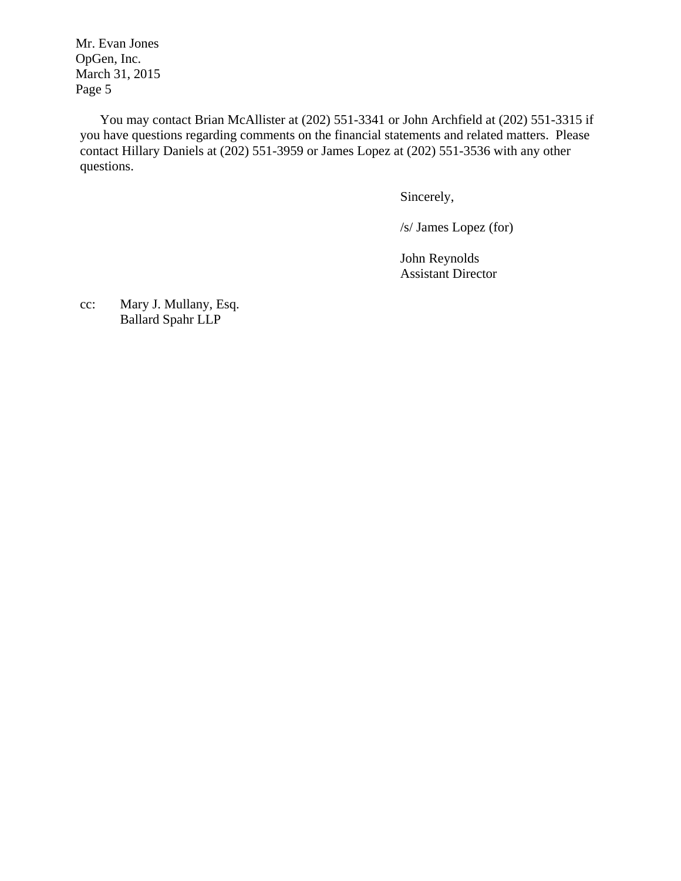You may contact Brian McAllister at (202) 551-3341 or John Archfield at (202) 551-3315 if you have questions regarding comments on the financial statements and related matters. Please contact Hillary Daniels at (202) 551-3959 or James Lopez at (202) 551-3536 with any other questions.

Sincerely,

/s/ James Lopez (for)

John Reynolds
Assistant Director

cc: Mary J. Mullany, Esq.
Ballard Spahr LLP